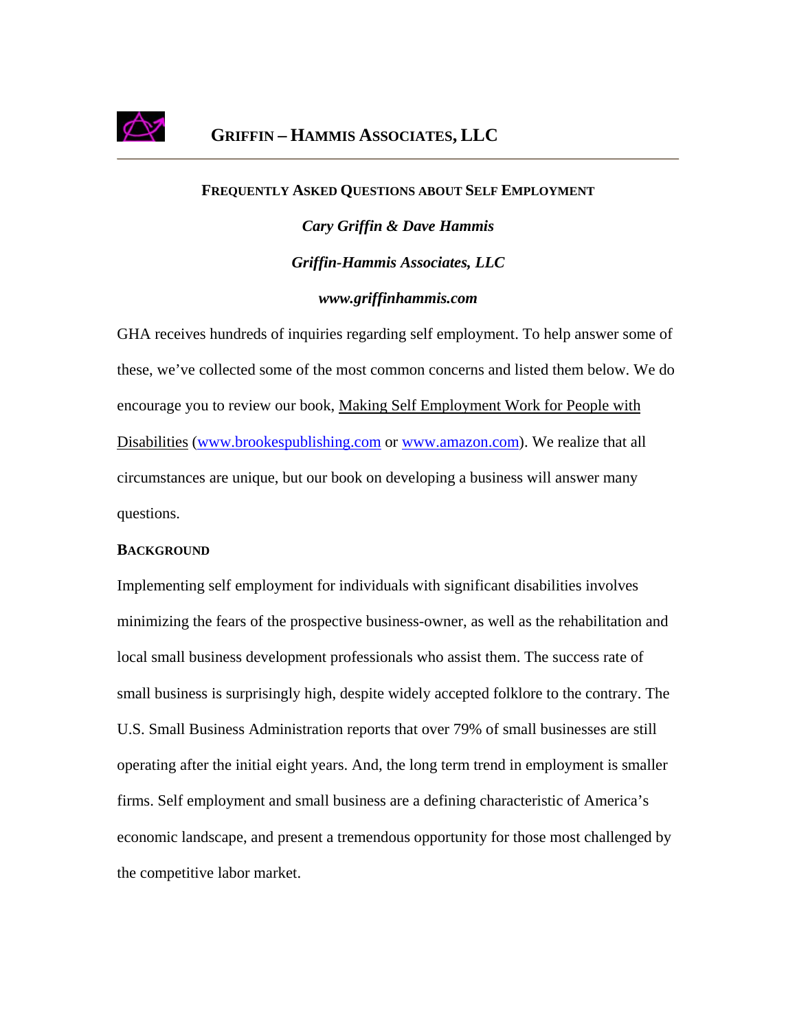# Griffin – Hammis Associates, LLC

## Frequently Asked Questions about Self Employment

***Cary Griffin & Dave Hammis***

***Griffin-Hammis Associates, LLC***

***www.griffinhammis.com***

GHA receives hundreds of inquiries regarding self employment. To help answer some of these, we've collected some of the most common concerns and listed them below. We do encourage you to review our book, Making Self Employment Work for People with Disabilities (www.brookespublishing.com or www.amazon.com). We realize that all circumstances are unique, but our book on developing a business will answer many questions.

### Background

Implementing self employment for individuals with significant disabilities involves minimizing the fears of the prospective business-owner, as well as the rehabilitation and local small business development professionals who assist them. The success rate of small business is surprisingly high, despite widely accepted folklore to the contrary. The U.S. Small Business Administration reports that over 79% of small businesses are still operating after the initial eight years. And, the long term trend in employment is smaller firms. Self employment and small business are a defining characteristic of America's economic landscape, and present a tremendous opportunity for those most challenged by the competitive labor market.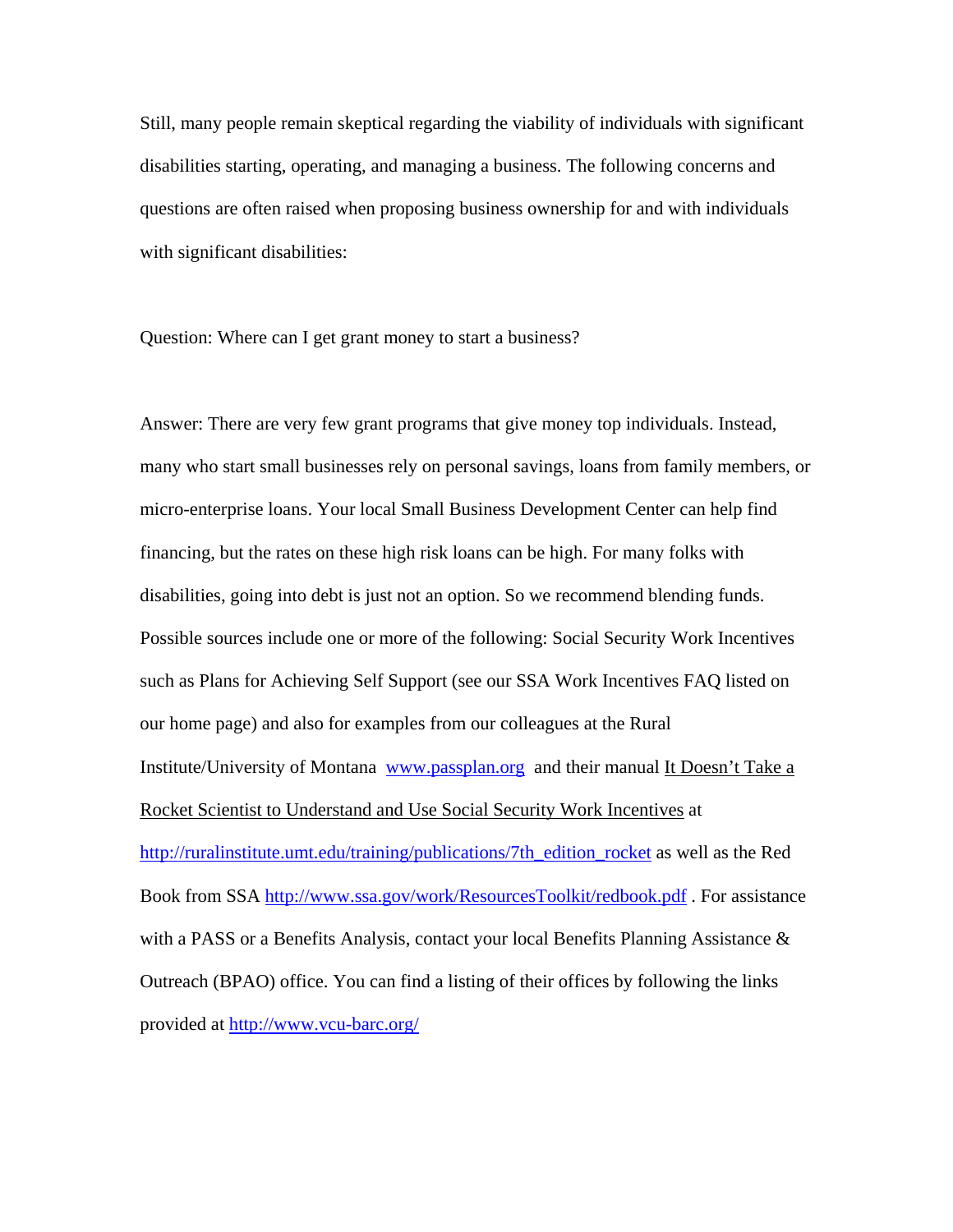Still, many people remain skeptical regarding the viability of individuals with significant disabilities starting, operating, and managing a business. The following concerns and questions are often raised when proposing business ownership for and with individuals with significant disabilities:

Question: Where can I get grant money to start a business?

Answer: There are very few grant programs that give money top individuals. Instead, many who start small businesses rely on personal savings, loans from family members, or micro-enterprise loans. Your local Small Business Development Center can help find financing, but the rates on these high risk loans can be high. For many folks with disabilities, going into debt is just not an option. So we recommend blending funds. Possible sources include one or more of the following: Social Security Work Incentives such as Plans for Achieving Self Support (see our SSA Work Incentives FAQ listed on our home page) and also for examples from our colleagues at the Rural Institute/University of Montana [www.passplan.org](http://www.passplan.org) and their manual It Doesn't Take a Rocket Scientist to Understand and Use Social Security Work Incentives at [http://ruralinstitute.umt.edu/training/publications/7th_edition_rocket](http://ruralinstitute.umt.edu/training/publications/7th_edition_rocket) as well as the Red Book from SSA [http://www.ssa.gov/work/ResourcesToolkit/redbook.pdf](http://www.ssa.gov/work/ResourcesToolkit/redbook.pdf) . For assistance with a PASS or a Benefits Analysis, contact your local Benefits Planning Assistance & Outreach (BPAO) office. You can find a listing of their offices by following the links provided at [http://www.vcu-barc.org/](http://www.vcu-barc.org/)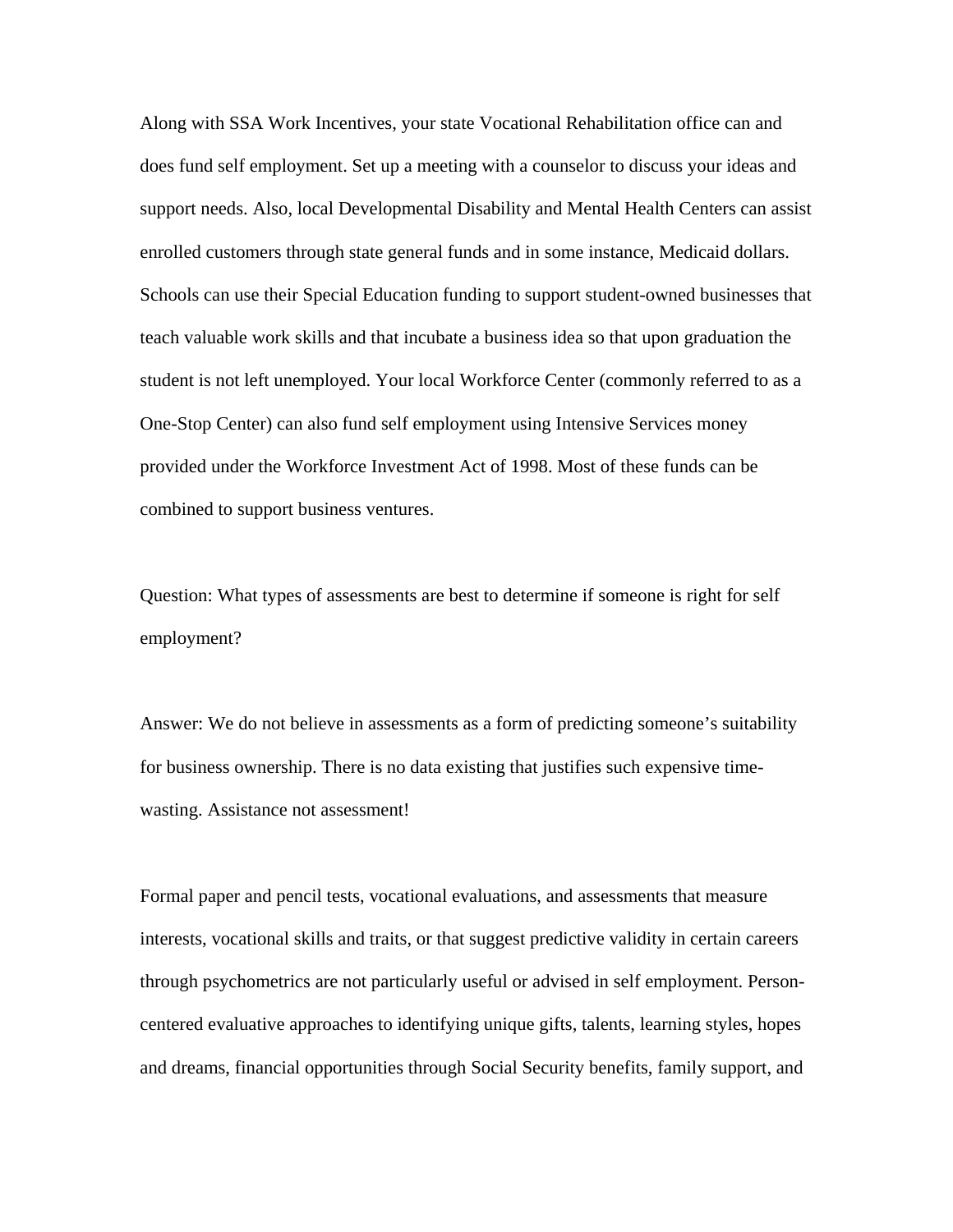Along with SSA Work Incentives, your state Vocational Rehabilitation office can and does fund self employment. Set up a meeting with a counselor to discuss your ideas and support needs. Also, local Developmental Disability and Mental Health Centers can assist enrolled customers through state general funds and in some instance, Medicaid dollars. Schools can use their Special Education funding to support student-owned businesses that teach valuable work skills and that incubate a business idea so that upon graduation the student is not left unemployed. Your local Workforce Center (commonly referred to as a One-Stop Center) can also fund self employment using Intensive Services money provided under the Workforce Investment Act of 1998. Most of these funds can be combined to support business ventures.

Question: What types of assessments are best to determine if someone is right for self employment?

Answer: We do not believe in assessments as a form of predicting someone's suitability for business ownership. There is no data existing that justifies such expensive time-wasting. Assistance not assessment!

Formal paper and pencil tests, vocational evaluations, and assessments that measure interests, vocational skills and traits, or that suggest predictive validity in certain careers through psychometrics are not particularly useful or advised in self employment. Person-centered evaluative approaches to identifying unique gifts, talents, learning styles, hopes and dreams, financial opportunities through Social Security benefits, family support, and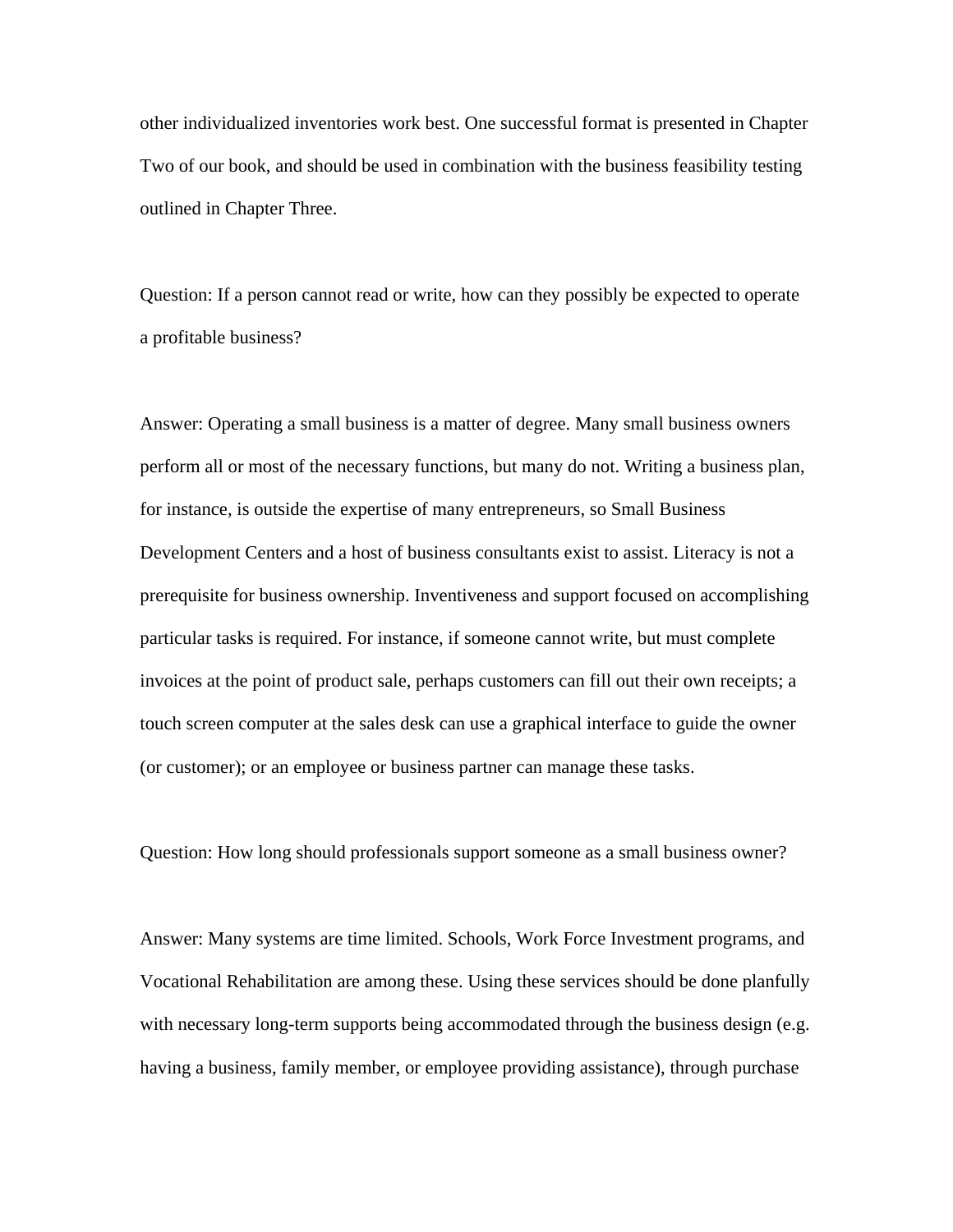other individualized inventories work best. One successful format is presented in Chapter Two of our book, and should be used in combination with the business feasibility testing outlined in Chapter Three.

Question: If a person cannot read or write, how can they possibly be expected to operate a profitable business?

Answer: Operating a small business is a matter of degree. Many small business owners perform all or most of the necessary functions, but many do not. Writing a business plan, for instance, is outside the expertise of many entrepreneurs, so Small Business Development Centers and a host of business consultants exist to assist. Literacy is not a prerequisite for business ownership. Inventiveness and support focused on accomplishing particular tasks is required. For instance, if someone cannot write, but must complete invoices at the point of product sale, perhaps customers can fill out their own receipts; a touch screen computer at the sales desk can use a graphical interface to guide the owner (or customer); or an employee or business partner can manage these tasks.

Question: How long should professionals support someone as a small business owner?

Answer: Many systems are time limited. Schools, Work Force Investment programs, and Vocational Rehabilitation are among these. Using these services should be done planfully with necessary long-term supports being accommodated through the business design (e.g. having a business, family member, or employee providing assistance), through purchase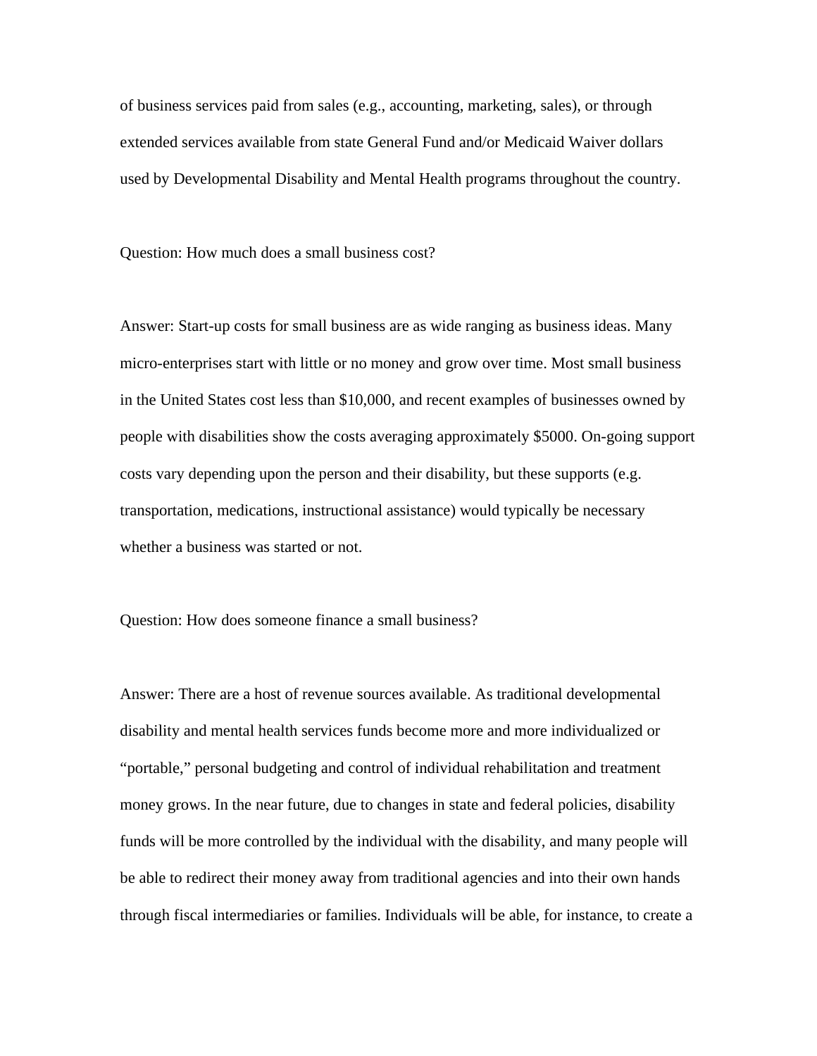of business services paid from sales (e.g., accounting, marketing, sales), or through extended services available from state General Fund and/or Medicaid Waiver dollars used by Developmental Disability and Mental Health programs throughout the country.

Question: How much does a small business cost?

Answer: Start-up costs for small business are as wide ranging as business ideas. Many micro-enterprises start with little or no money and grow over time. Most small business in the United States cost less than $10,000, and recent examples of businesses owned by people with disabilities show the costs averaging approximately $5000. On-going support costs vary depending upon the person and their disability, but these supports (e.g. transportation, medications, instructional assistance) would typically be necessary whether a business was started or not.

Question: How does someone finance a small business?

Answer: There are a host of revenue sources available. As traditional developmental disability and mental health services funds become more and more individualized or "portable," personal budgeting and control of individual rehabilitation and treatment money grows. In the near future, due to changes in state and federal policies, disability funds will be more controlled by the individual with the disability, and many people will be able to redirect their money away from traditional agencies and into their own hands through fiscal intermediaries or families. Individuals will be able, for instance, to create a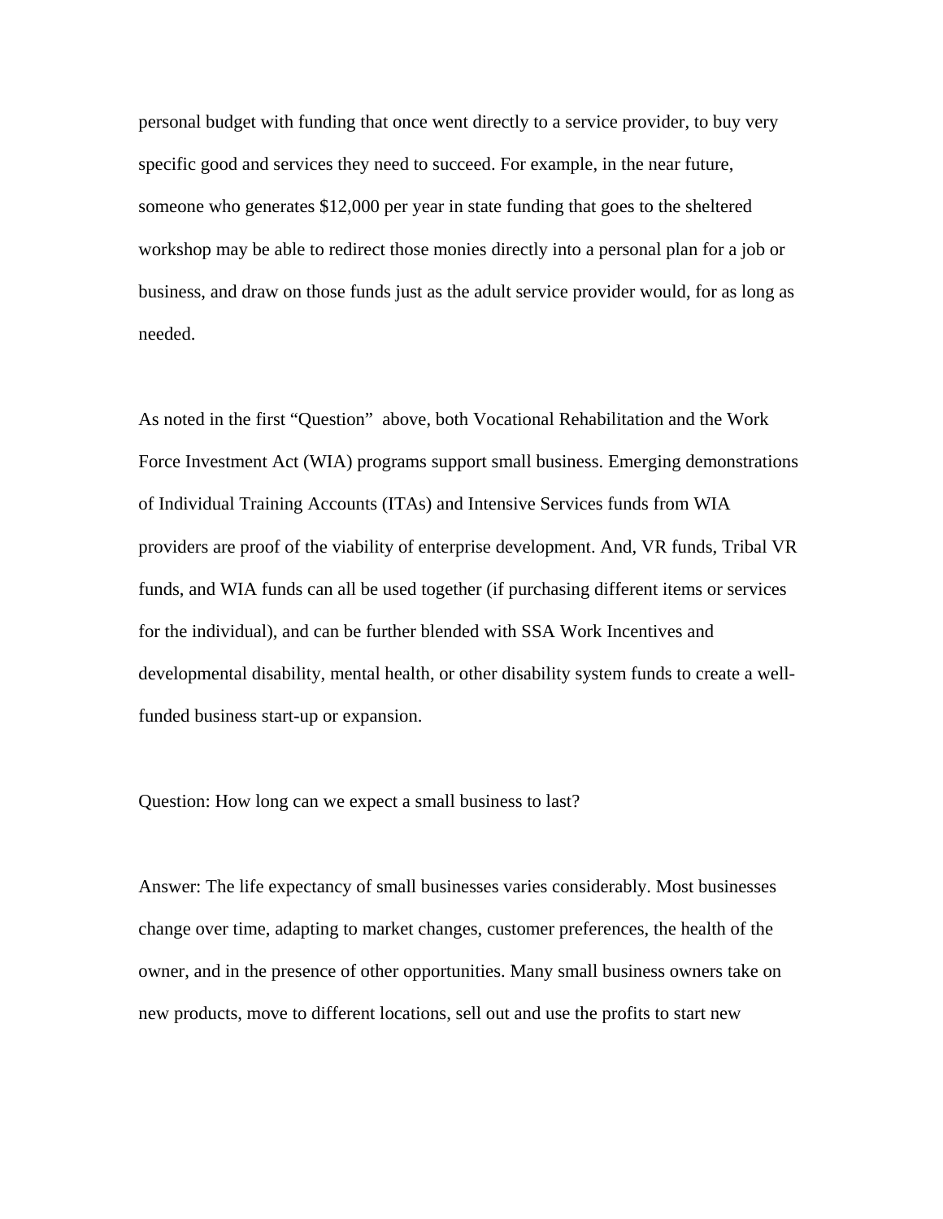personal budget with funding that once went directly to a service provider, to buy very specific good and services they need to succeed. For example, in the near future, someone who generates $12,000 per year in state funding that goes to the sheltered workshop may be able to redirect those monies directly into a personal plan for a job or business, and draw on those funds just as the adult service provider would, for as long as needed.

As noted in the first "Question" above, both Vocational Rehabilitation and the Work Force Investment Act (WIA) programs support small business. Emerging demonstrations of Individual Training Accounts (ITAs) and Intensive Services funds from WIA providers are proof of the viability of enterprise development. And, VR funds, Tribal VR funds, and WIA funds can all be used together (if purchasing different items or services for the individual), and can be further blended with SSA Work Incentives and developmental disability, mental health, or other disability system funds to create a well-funded business start-up or expansion.

Question: How long can we expect a small business to last?

Answer: The life expectancy of small businesses varies considerably. Most businesses change over time, adapting to market changes, customer preferences, the health of the owner, and in the presence of other opportunities. Many small business owners take on new products, move to different locations, sell out and use the profits to start new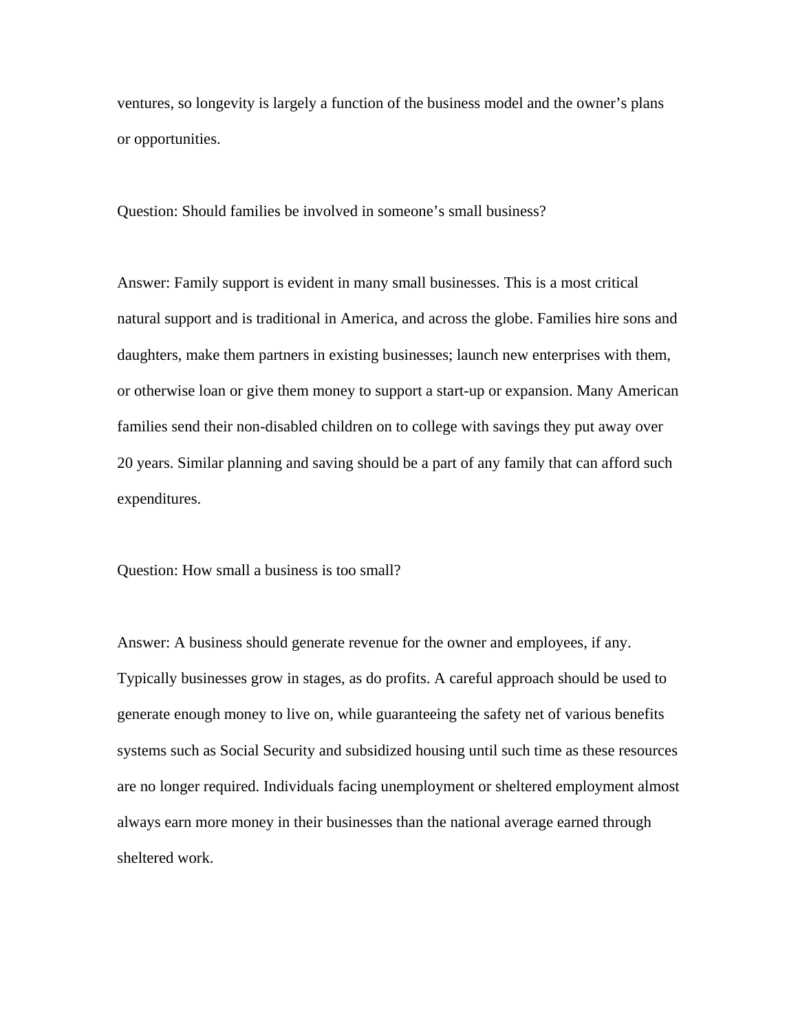ventures, so longevity is largely a function of the business model and the owner's plans or opportunities.

Question: Should families be involved in someone's small business?

Answer: Family support is evident in many small businesses. This is a most critical natural support and is traditional in America, and across the globe. Families hire sons and daughters, make them partners in existing businesses; launch new enterprises with them, or otherwise loan or give them money to support a start-up or expansion. Many American families send their non-disabled children on to college with savings they put away over 20 years. Similar planning and saving should be a part of any family that can afford such expenditures.

Question: How small a business is too small?

Answer: A business should generate revenue for the owner and employees, if any. Typically businesses grow in stages, as do profits. A careful approach should be used to generate enough money to live on, while guaranteeing the safety net of various benefits systems such as Social Security and subsidized housing until such time as these resources are no longer required. Individuals facing unemployment or sheltered employment almost always earn more money in their businesses than the national average earned through sheltered work.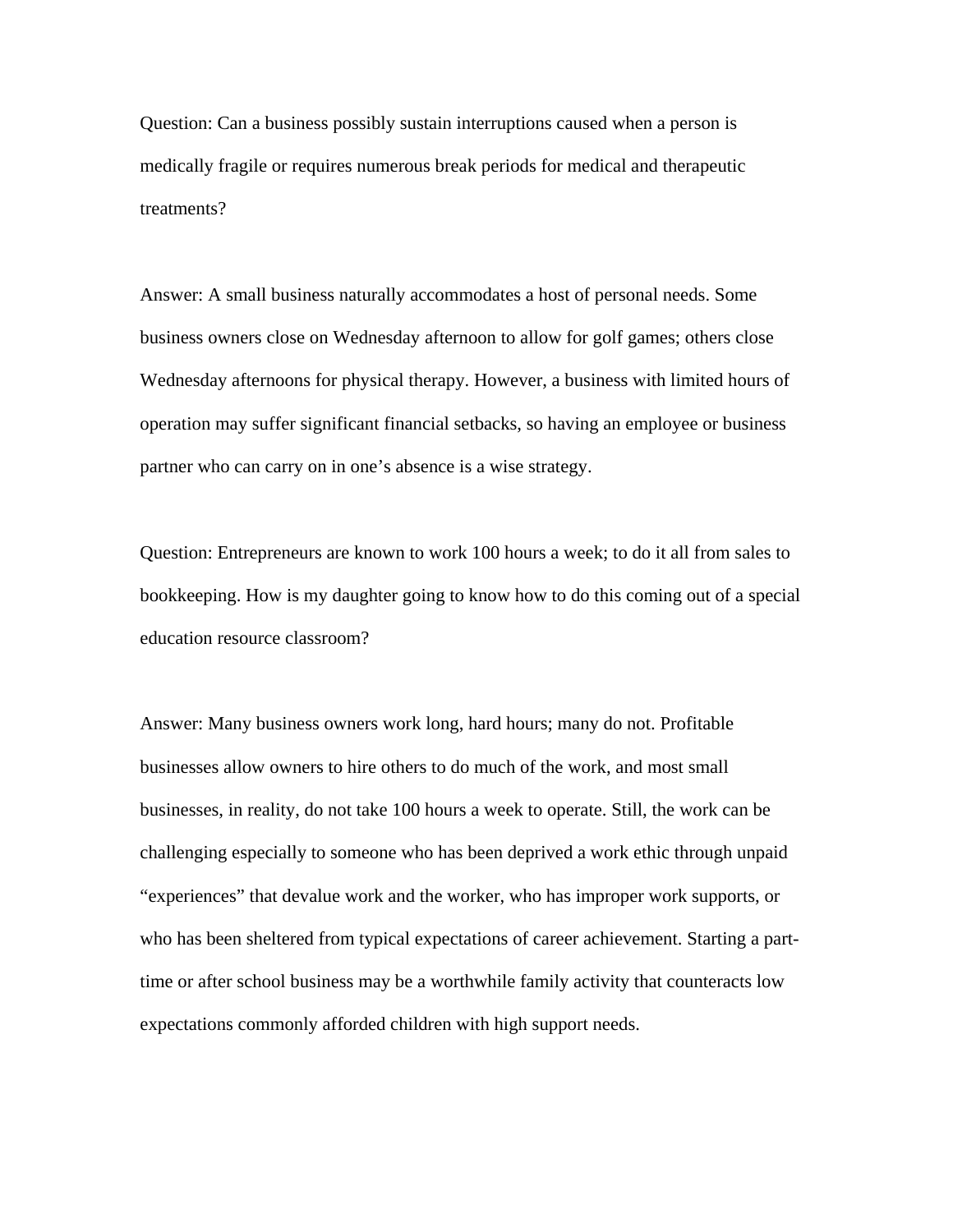Question: Can a business possibly sustain interruptions caused when a person is medically fragile or requires numerous break periods for medical and therapeutic treatments?

Answer: A small business naturally accommodates a host of personal needs. Some business owners close on Wednesday afternoon to allow for golf games; others close Wednesday afternoons for physical therapy. However, a business with limited hours of operation may suffer significant financial setbacks, so having an employee or business partner who can carry on in one's absence is a wise strategy.

Question: Entrepreneurs are known to work 100 hours a week; to do it all from sales to bookkeeping. How is my daughter going to know how to do this coming out of a special education resource classroom?

Answer: Many business owners work long, hard hours; many do not. Profitable businesses allow owners to hire others to do much of the work, and most small businesses, in reality, do not take 100 hours a week to operate. Still, the work can be challenging especially to someone who has been deprived a work ethic through unpaid "experiences" that devalue work and the worker, who has improper work supports, or who has been sheltered from typical expectations of career achievement. Starting a part-time or after school business may be a worthwhile family activity that counteracts low expectations commonly afforded children with high support needs.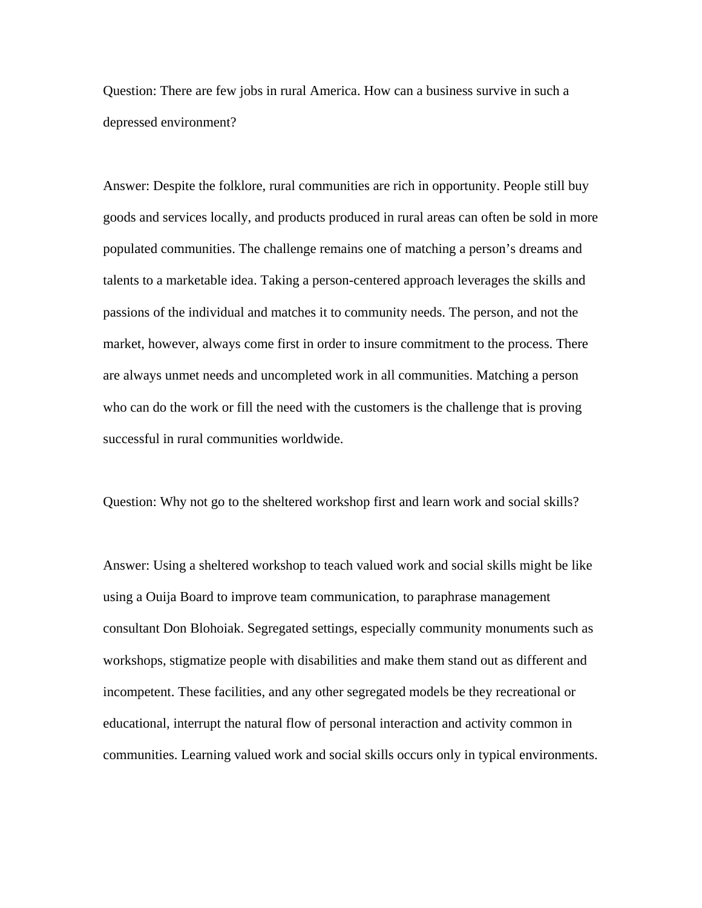Question: There are few jobs in rural America. How can a business survive in such a depressed environment?

Answer: Despite the folklore, rural communities are rich in opportunity. People still buy goods and services locally, and products produced in rural areas can often be sold in more populated communities. The challenge remains one of matching a person's dreams and talents to a marketable idea. Taking a person-centered approach leverages the skills and passions of the individual and matches it to community needs. The person, and not the market, however, always come first in order to insure commitment to the process. There are always unmet needs and uncompleted work in all communities. Matching a person who can do the work or fill the need with the customers is the challenge that is proving successful in rural communities worldwide.

Question: Why not go to the sheltered workshop first and learn work and social skills?

Answer: Using a sheltered workshop to teach valued work and social skills might be like using a Ouija Board to improve team communication, to paraphrase management consultant Don Blohoiak. Segregated settings, especially community monuments such as workshops, stigmatize people with disabilities and make them stand out as different and incompetent. These facilities, and any other segregated models be they recreational or educational, interrupt the natural flow of personal interaction and activity common in communities. Learning valued work and social skills occurs only in typical environments.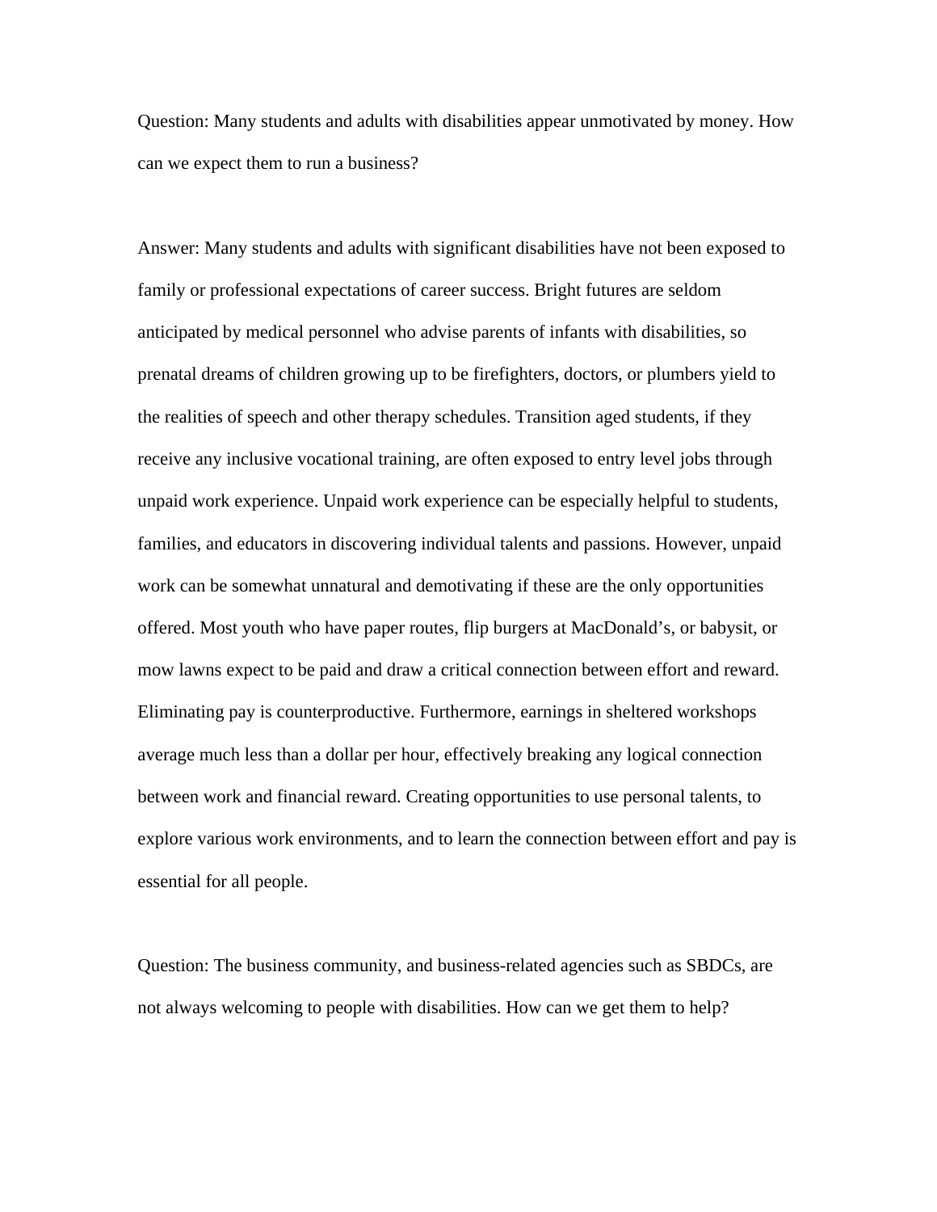Question: Many students and adults with disabilities appear unmotivated by money. How can we expect them to run a business?

Answer: Many students and adults with significant disabilities have not been exposed to family or professional expectations of career success. Bright futures are seldom anticipated by medical personnel who advise parents of infants with disabilities, so prenatal dreams of children growing up to be firefighters, doctors, or plumbers yield to the realities of speech and other therapy schedules. Transition aged students, if they receive any inclusive vocational training, are often exposed to entry level jobs through unpaid work experience. Unpaid work experience can be especially helpful to students, families, and educators in discovering individual talents and passions. However, unpaid work can be somewhat unnatural and demotivating if these are the only opportunities offered. Most youth who have paper routes, flip burgers at MacDonald's, or babysit, or mow lawns expect to be paid and draw a critical connection between effort and reward. Eliminating pay is counterproductive. Furthermore, earnings in sheltered workshops average much less than a dollar per hour, effectively breaking any logical connection between work and financial reward. Creating opportunities to use personal talents, to explore various work environments, and to learn the connection between effort and pay is essential for all people.

Question: The business community, and business-related agencies such as SBDCs, are not always welcoming to people with disabilities. How can we get them to help?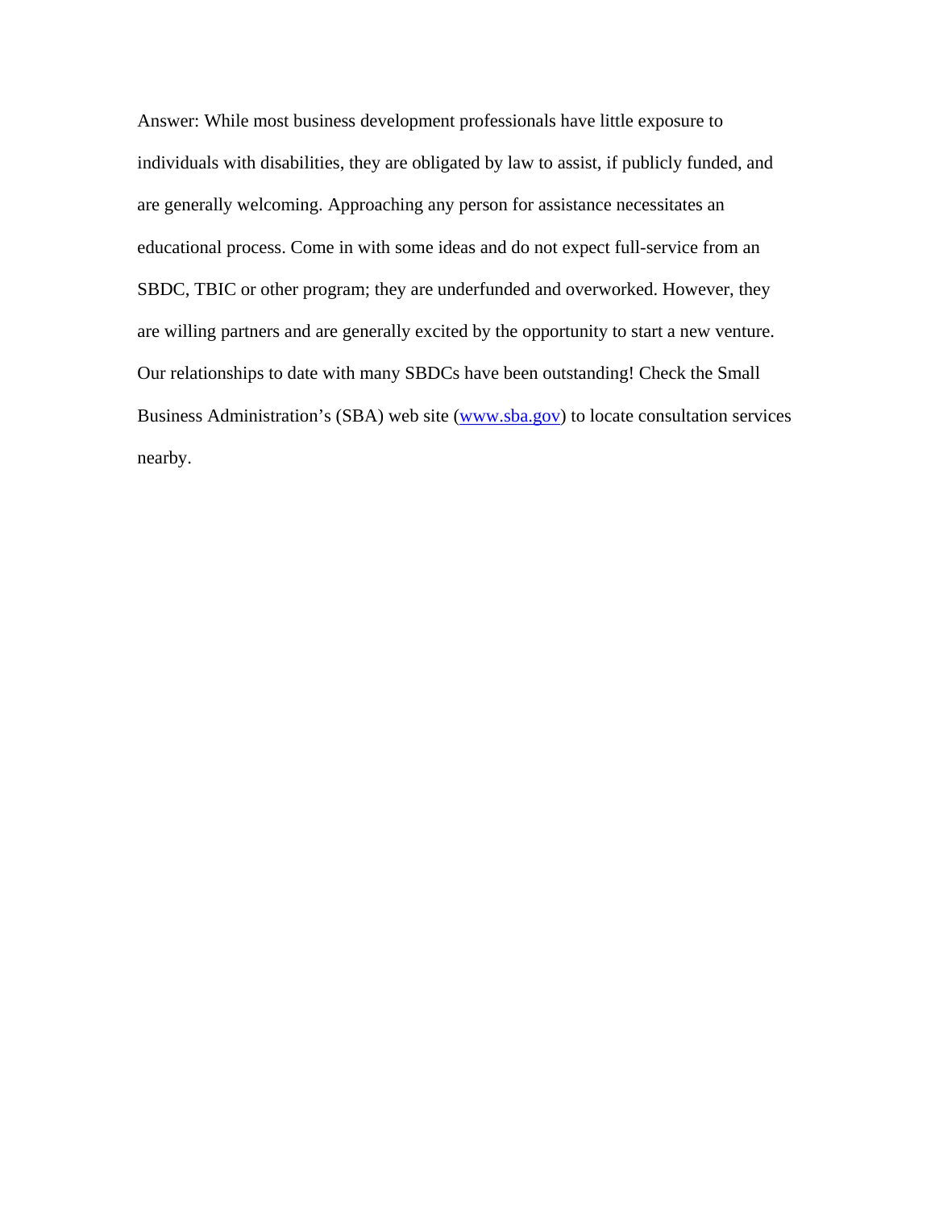Answer: While most business development professionals have little exposure to individuals with disabilities, they are obligated by law to assist, if publicly funded, and are generally welcoming. Approaching any person for assistance necessitates an educational process. Come in with some ideas and do not expect full-service from an SBDC, TBIC or other program; they are underfunded and overworked. However, they are willing partners and are generally excited by the opportunity to start a new venture. Our relationships to date with many SBDCs have been outstanding! Check the Small Business Administration's (SBA) web site ([www.sba.gov](http://www.sba.gov)) to locate consultation services nearby.